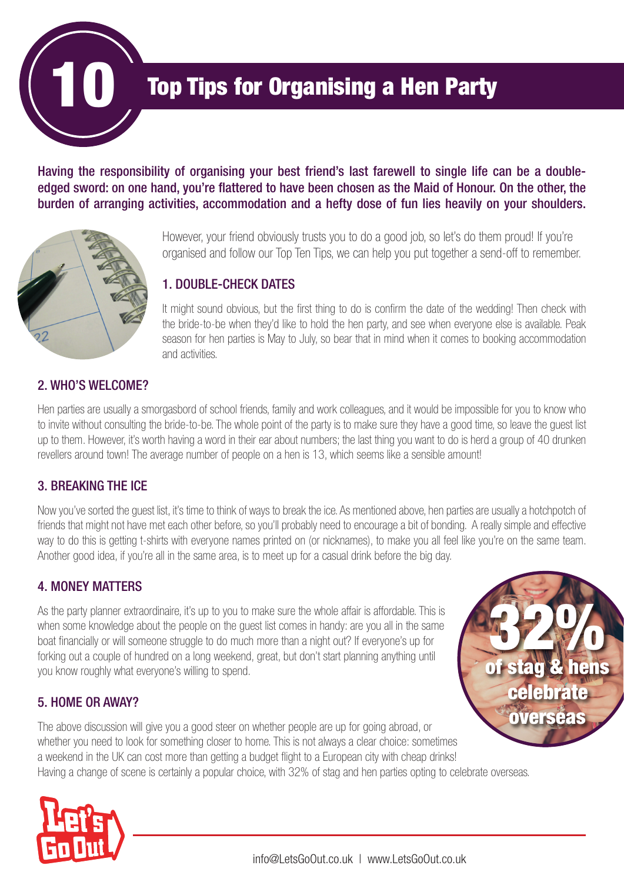# 10 Top Tips for Organising a Hen Party

**Having the responsibility of organising your best friend's last farewell to single life can be a double-edged sword: on one hand, you're flattered to have been chosen as the Maid of Honour. On the other, the burden of arranging activities, accommodation and a hefty dose of fun lies heavily on your shoulders.**

However, your friend obviously trusts you to do a good job, so let's do them proud! If you're organised and follow our Top Ten Tips, we can help you put together a send-off to remember.

## 1. DOUBLE-CHECK DATES

It might sound obvious, but the first thing to do is confirm the date of the wedding! Then check with the bride-to-be when they'd like to hold the hen party, and see when everyone else is available. Peak season for hen parties is May to July, so bear that in mind when it comes to booking accommodation and activities.

## 2. WHO'S WELCOME?

Hen parties are usually a smorgasbord of school friends, family and work colleagues, and it would be impossible for you to know who to invite without consulting the bride-to-be. The whole point of the party is to make sure they have a good time, so leave the guest list up to them. However, it's worth having a word in their ear about numbers; the last thing you want to do is herd a group of 40 drunken revellers around town! The average number of people on a hen is 13, which seems like a sensible amount!

## 3. BREAKING THE ICE

Now you've sorted the guest list, it's time to think of ways to break the ice. As mentioned above, hen parties are usually a hotchpotch of friends that might not have met each other before, so you'll probably need to encourage a bit of bonding. A really simple and effective way to do this is getting t-shirts with everyone names printed on (or nicknames), to make you all feel like you're on the same team. Another good idea, if you're all in the same area, is to meet up for a casual drink before the big day.

## 4. MONEY MATTERS

As the party planner extraordinaire, it's up to you to make sure the whole affair is affordable. This is when some knowledge about the people on the guest list comes in handy: are you all in the same boat financially or will someone struggle to do much more than a night out? If everyone's up for forking out a couple of hundred on a long weekend, great, but don't start planning anything until you know roughly what everyone's willing to spend.

**32% of stag & hens celebrate overseas**

## 5. HOME OR AWAY?

The above discussion will give you a good steer on whether people are up for going abroad, or whether you need to look for something closer to home. This is not always a clear choice: sometimes a weekend in the UK can cost more than getting a budget flight to a European city with cheap drinks! Having a change of scene is certainly a popular choice, with 32% of stag and hen parties opting to celebrate overseas.

info@LetsGoOut.co.uk | www.LetsGoOut.co.uk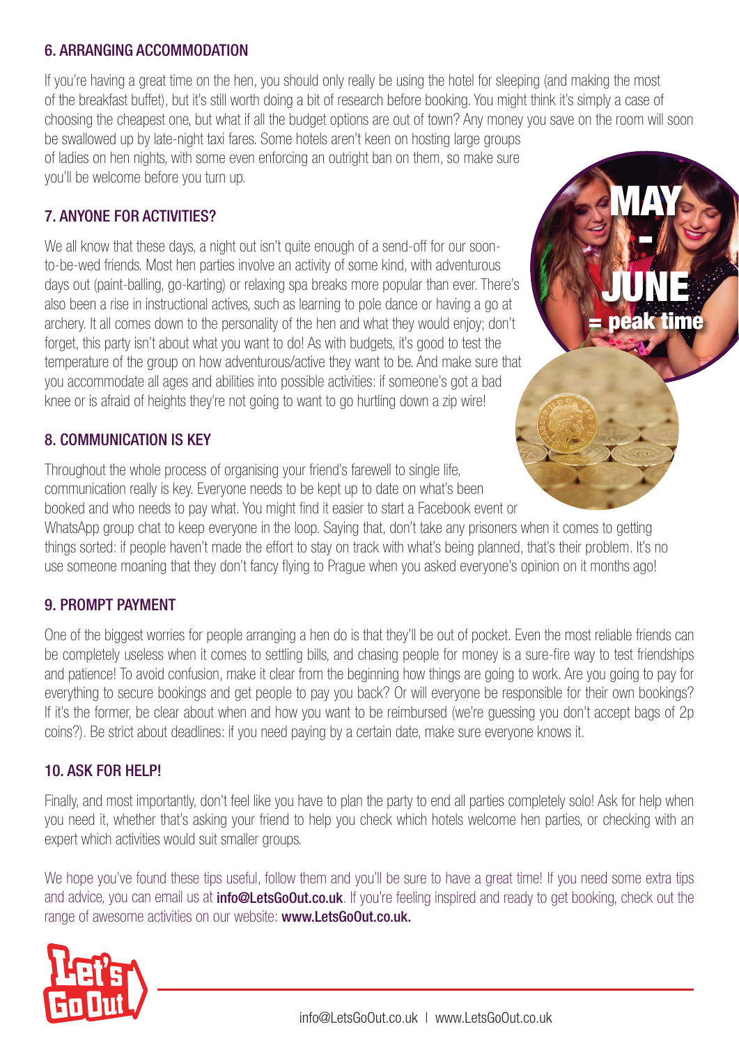## 6. ARRANGING ACCOMMODATION

If you're having a great time on the hen, you should only really be using the hotel for sleeping (and making the most of the breakfast buffet), but it's still worth doing a bit of research before booking. You might think it's simply a case of choosing the cheapest one, but what if all the budget options are out of town? Any money you save on the room will soon be swallowed up by late-night taxi fares. Some hotels aren't keen on hosting large groups of ladies on hen nights, with some even enforcing an outright ban on them, so make sure you'll be welcome before you turn up.

## 7. ANYONE FOR ACTIVITIES?

We all know that these days, a night out isn't quite enough of a send-off for our soon-to-be-wed friends. Most hen parties involve an activity of some kind, with adventurous days out (paint-balling, go-karting) or relaxing spa breaks more popular than ever. There's also been a rise in instructional actives, such as learning to pole dance or having a go at archery. It all comes down to the personality of the hen and what they would enjoy; don't forget, this party isn't about what you want to do! As with budgets, it's good to test the temperature of the group on how adventurous/active they want to be. And make sure that you accommodate all ages and abilities into possible activities: if someone's got a bad knee or is afraid of heights they're not going to want to go hurtling down a zip wire!

MAY - JUNE = peak time

## 8. COMMUNICATION IS KEY

Throughout the whole process of organising your friend's farewell to single life, communication really is key. Everyone needs to be kept up to date on what's been booked and who needs to pay what. You might find it easier to start a Facebook event or WhatsApp group chat to keep everyone in the loop. Saying that, don't take any prisoners when it comes to getting things sorted: if people haven't made the effort to stay on track with what's being planned, that's their problem. It's no use someone moaning that they don't fancy flying to Prague when you asked everyone's opinion on it months ago!

## 9. PROMPT PAYMENT

One of the biggest worries for people arranging a hen do is that they'll be out of pocket. Even the most reliable friends can be completely useless when it comes to settling bills, and chasing people for money is a sure-fire way to test friendships and patience! To avoid confusion, make it clear from the beginning how things are going to work. Are you going to pay for everything to secure bookings and get people to pay you back? Or will everyone be responsible for their own bookings? If it's the former, be clear about when and how you want to be reimbursed (we're guessing you don't accept bags of 2p coins?). Be strict about deadlines: if you need paying by a certain date, make sure everyone knows it.

## 10. ASK FOR HELP!

Finally, and most importantly, don't feel like you have to plan the party to end all parties completely solo! Ask for help when you need it, whether that's asking your friend to help you check which hotels welcome hen parties, or checking with an expert which activities would suit smaller groups.

We hope you've found these tips useful, follow them and you'll be sure to have a great time! If you need some extra tips and advice, you can email us at **info@LetsGoOut.co.uk**. If you're feeling inspired and ready to get booking, check out the range of awesome activities on our website: **www.LetsGoOut.co.uk.**